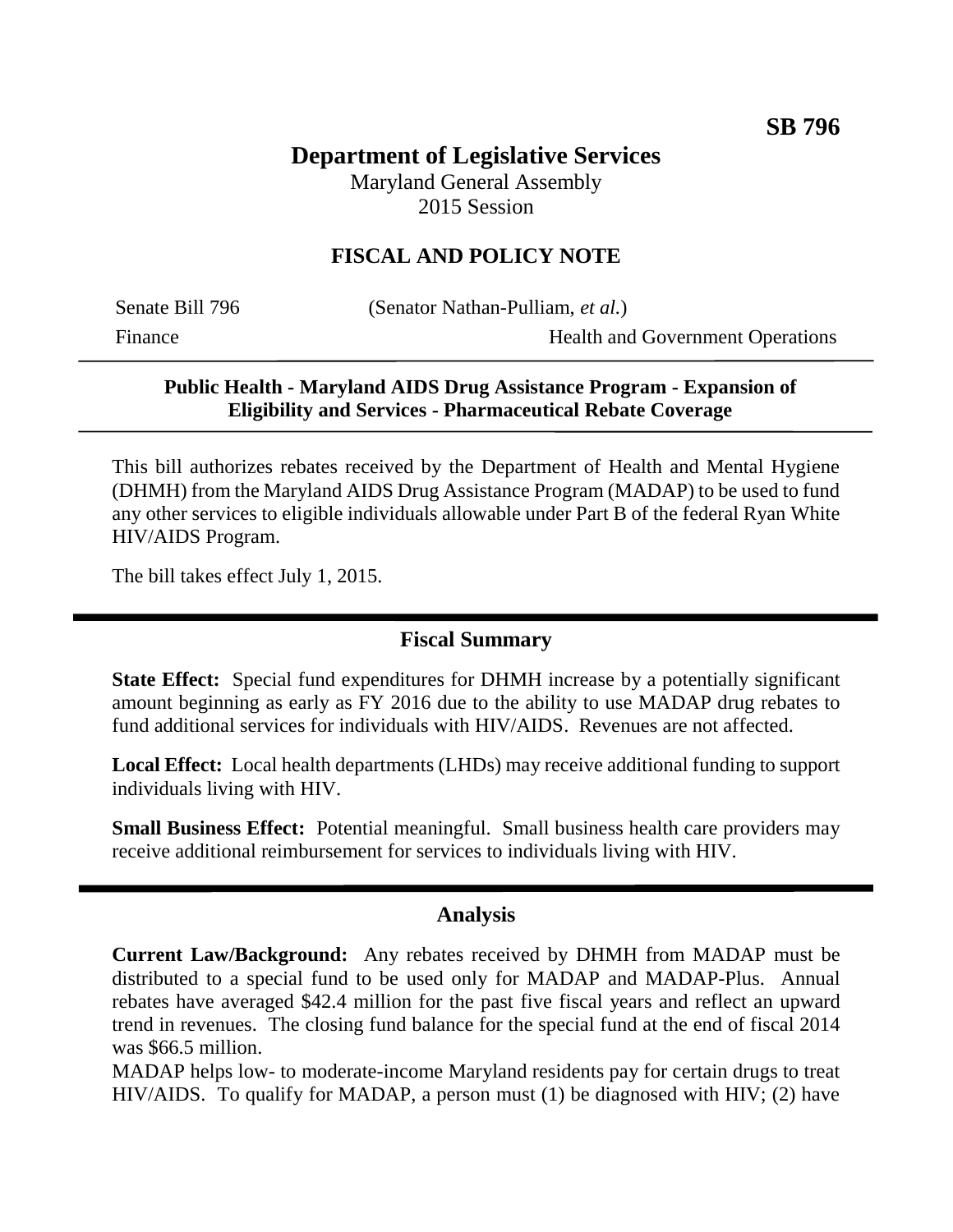**SB 796**

# Department of Legislative Services

Maryland General Assembly
2015 Session

## FISCAL AND POLICY NOTE

Senate Bill 796 (Senator Nathan-Pulliam, *et al.*)
Finance Health and Government Operations

**Public Health - Maryland AIDS Drug Assistance Program - Expansion of Eligibility and Services - Pharmaceutical Rebate Coverage**

This bill authorizes rebates received by the Department of Health and Mental Hygiene (DHMH) from the Maryland AIDS Drug Assistance Program (MADAP) to be used to fund any other services to eligible individuals allowable under Part B of the federal Ryan White HIV/AIDS Program.

The bill takes effect July 1, 2015.

## Fiscal Summary

**State Effect:** Special fund expenditures for DHMH increase by a potentially significant amount beginning as early as FY 2016 due to the ability to use MADAP drug rebates to fund additional services for individuals with HIV/AIDS. Revenues are not affected.

**Local Effect:** Local health departments (LHDs) may receive additional funding to support individuals living with HIV.

**Small Business Effect:** Potential meaningful. Small business health care providers may receive additional reimbursement for services to individuals living with HIV.

## Analysis

**Current Law/Background:** Any rebates received by DHMH from MADAP must be distributed to a special fund to be used only for MADAP and MADAP-Plus. Annual rebates have averaged $42.4 million for the past five fiscal years and reflect an upward trend in revenues. The closing fund balance for the special fund at the end of fiscal 2014 was $66.5 million.

MADAP helps low- to moderate-income Maryland residents pay for certain drugs to treat HIV/AIDS. To qualify for MADAP, a person must (1) be diagnosed with HIV; (2) have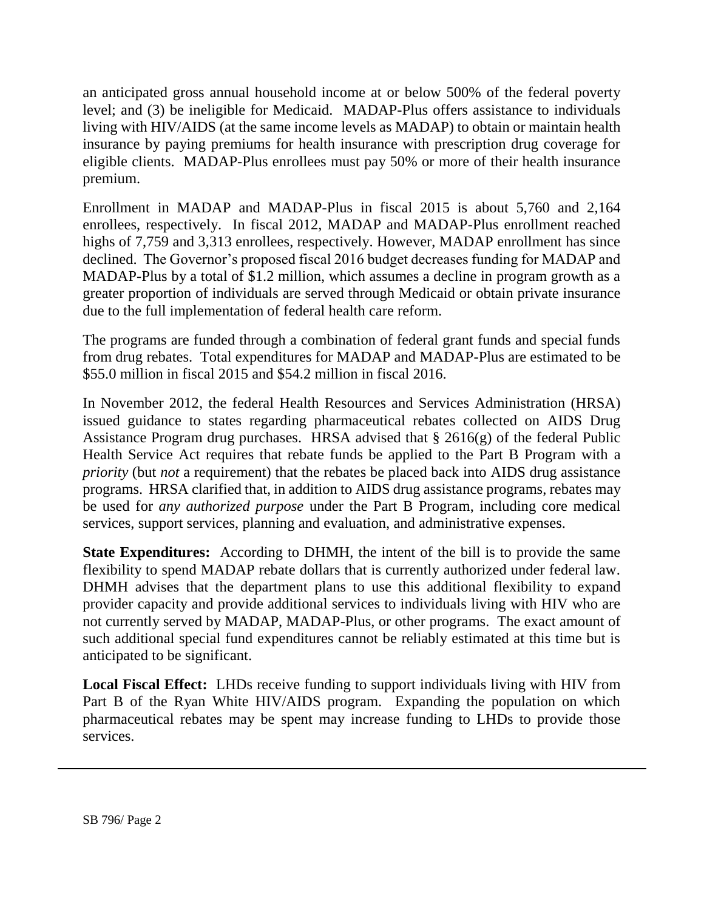an anticipated gross annual household income at or below 500% of the federal poverty level; and (3) be ineligible for Medicaid. MADAP-Plus offers assistance to individuals living with HIV/AIDS (at the same income levels as MADAP) to obtain or maintain health insurance by paying premiums for health insurance with prescription drug coverage for eligible clients. MADAP-Plus enrollees must pay 50% or more of their health insurance premium.

Enrollment in MADAP and MADAP-Plus in fiscal 2015 is about 5,760 and 2,164 enrollees, respectively. In fiscal 2012, MADAP and MADAP-Plus enrollment reached highs of 7,759 and 3,313 enrollees, respectively. However, MADAP enrollment has since declined. The Governor's proposed fiscal 2016 budget decreases funding for MADAP and MADAP-Plus by a total of $1.2 million, which assumes a decline in program growth as a greater proportion of individuals are served through Medicaid or obtain private insurance due to the full implementation of federal health care reform.

The programs are funded through a combination of federal grant funds and special funds from drug rebates. Total expenditures for MADAP and MADAP-Plus are estimated to be $55.0 million in fiscal 2015 and $54.2 million in fiscal 2016.

In November 2012, the federal Health Resources and Services Administration (HRSA) issued guidance to states regarding pharmaceutical rebates collected on AIDS Drug Assistance Program drug purchases. HRSA advised that § 2616(g) of the federal Public Health Service Act requires that rebate funds be applied to the Part B Program with a *priority* (but *not* a requirement) that the rebates be placed back into AIDS drug assistance programs. HRSA clarified that, in addition to AIDS drug assistance programs, rebates may be used for *any authorized purpose* under the Part B Program, including core medical services, support services, planning and evaluation, and administrative expenses.

**State Expenditures:** According to DHMH, the intent of the bill is to provide the same flexibility to spend MADAP rebate dollars that is currently authorized under federal law. DHMH advises that the department plans to use this additional flexibility to expand provider capacity and provide additional services to individuals living with HIV who are not currently served by MADAP, MADAP-Plus, or other programs. The exact amount of such additional special fund expenditures cannot be reliably estimated at this time but is anticipated to be significant.

**Local Fiscal Effect:** LHDs receive funding to support individuals living with HIV from Part B of the Ryan White HIV/AIDS program. Expanding the population on which pharmaceutical rebates may be spent may increase funding to LHDs to provide those services.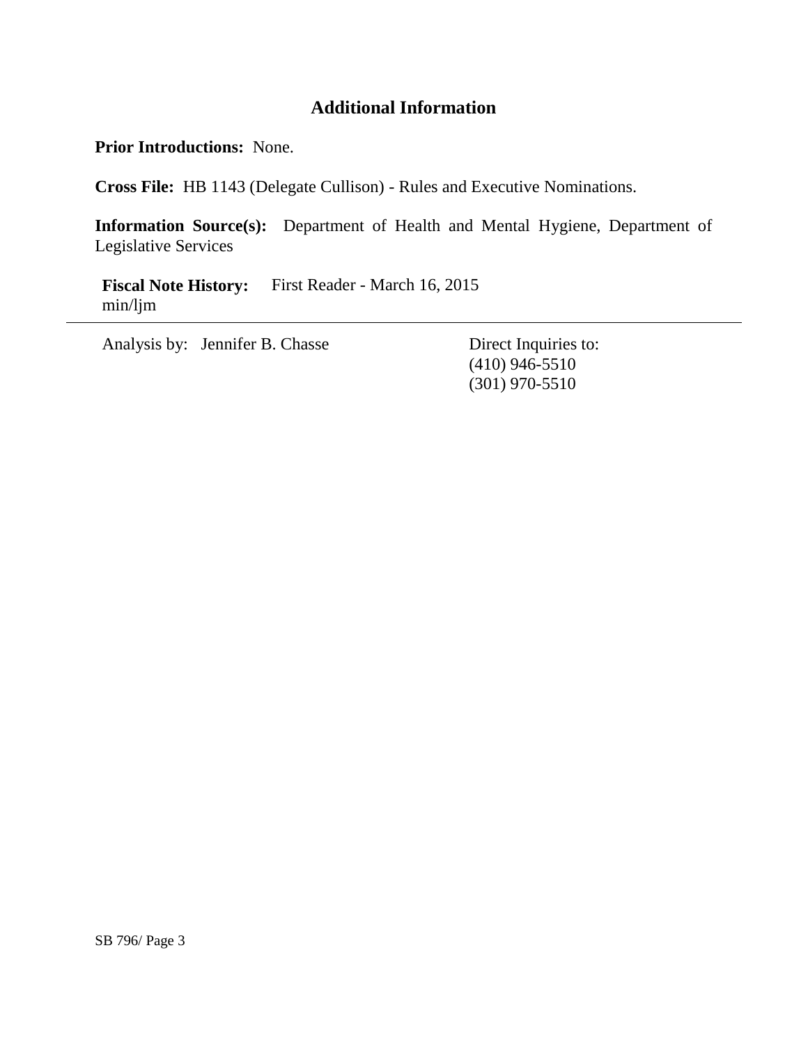## Additional Information

**Prior Introductions:** None.

**Cross File:** HB 1143 (Delegate Cullison) - Rules and Executive Nominations.

**Information Source(s):** Department of Health and Mental Hygiene, Department of Legislative Services

**Fiscal Note History:** First Reader - March 16, 2015
min/ljm

---

Analysis by: Jennifer B. Chasse

Direct Inquiries to:
(410) 946-5510
(301) 970-5510